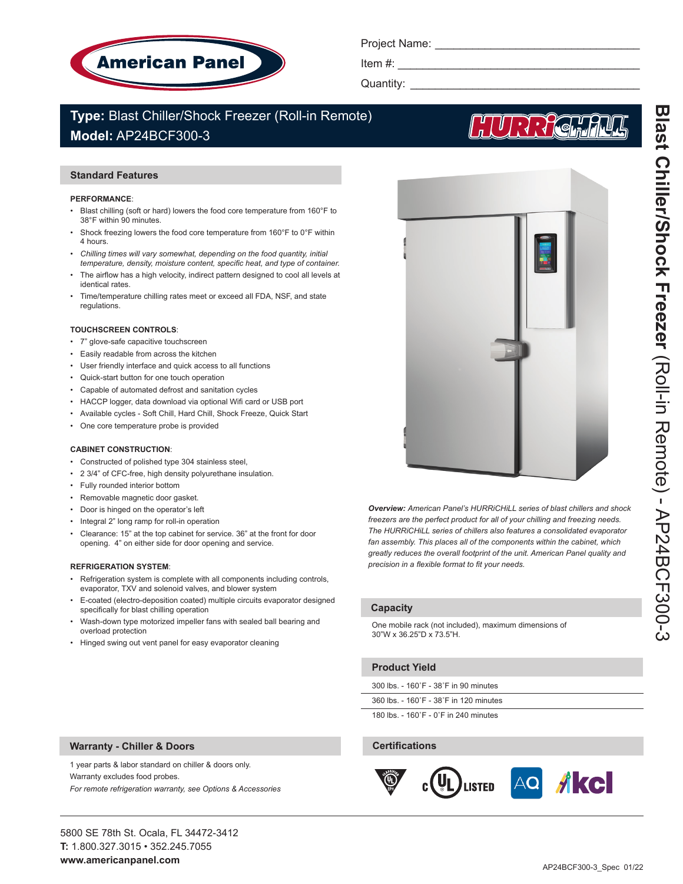American Panel

Project Name: ______________________________

Item #: ______________________________

Quantity: ______________________________

# Type: Blast Chiller/Shock Freezer (Roll-in Remote)
## Model: AP24BCF300-3

HURRiCHiLL

Blast Chiller/Shock Freezer (Roll-in Remote) - AP24BCF300-3

## Standard Features

**PERFORMANCE**:

- Blast chilling (soft or hard) lowers the food core temperature from 160°F to 38°F within 90 minutes.
- Shock freezing lowers the food core temperature from 160°F to 0°F within 4 hours.
- *Chilling times will vary somewhat, depending on the food quantity, initial temperature, density, moisture content, specific heat, and type of container.*
- The airflow has a high velocity, indirect pattern designed to cool all levels at identical rates.
- Time/temperature chilling rates meet or exceed all FDA, NSF, and state regulations.

**TOUCHSCREEN CONTROLS**:

- 7" glove-safe capacitive touchscreen
- Easily readable from across the kitchen
- User friendly interface and quick access to all functions
- Quick-start button for one touch operation
- Capable of automated defrost and sanitation cycles
- HACCP logger, data download via optional Wifi card or USB port
- Available cycles - Soft Chill, Hard Chill, Shock Freeze, Quick Start
- One core temperature probe is provided

**CABINET CONSTRUCTION**:

- Constructed of polished type 304 stainless steel,
- 2 3/4" of CFC-free, high density polyurethane insulation.
- Fully rounded interior bottom
- Removable magnetic door gasket.
- Door is hinged on the operator's left
- Integral 2" long ramp for roll-in operation
- Clearance: 15" at the top cabinet for service. 36" at the front for door opening. 4" on either side for door opening and service.

**REFRIGERATION SYSTEM**:

- Refrigeration system is complete with all components including controls, evaporator, TXV and solenoid valves, and blower system
- E-coated (electro-deposition coated) multiple circuits evaporator designed specifically for blast chilling operation
- Wash-down type motorized impeller fans with sealed ball bearing and overload protection
- Hinged swing out vent panel for easy evaporator cleaning

***Overview:*** *American Panel's HURRiCHiLL series of blast chillers and shock freezers are the perfect product for all of your chilling and freezing needs. The HURRiCHiLL series of chillers also features a consolidated evaporator fan assembly. This places all of the components within the cabinet, which greatly reduces the overall footprint of the unit. American Panel quality and precision in a flexible format to fit your needs.*

## Capacity

One mobile rack (not included), maximum dimensions of 30"W x 36.25"D x 73.5"H.

## Product Yield

300 lbs. - 160˚F - 38˚F in 90 minutes

360 lbs. - 160˚F - 38˚F in 120 minutes

180 lbs. - 160˚F - 0˚F in 240 minutes

## Warranty - Chiller & Doors

1 year parts & labor standard on chiller & doors only.

Warranty excludes food probes.

*For remote refrigeration warranty, see Options & Accessories*

## Certifications

UL Classified EPH, cUL LISTED, AQ, kcl

5800 SE 78th St. Ocala, FL 34472-3412

**T:** 1.800.327.3015 • 352.245.7055

**www.americanpanel.com**

AP24BCF300-3_Spec 01/22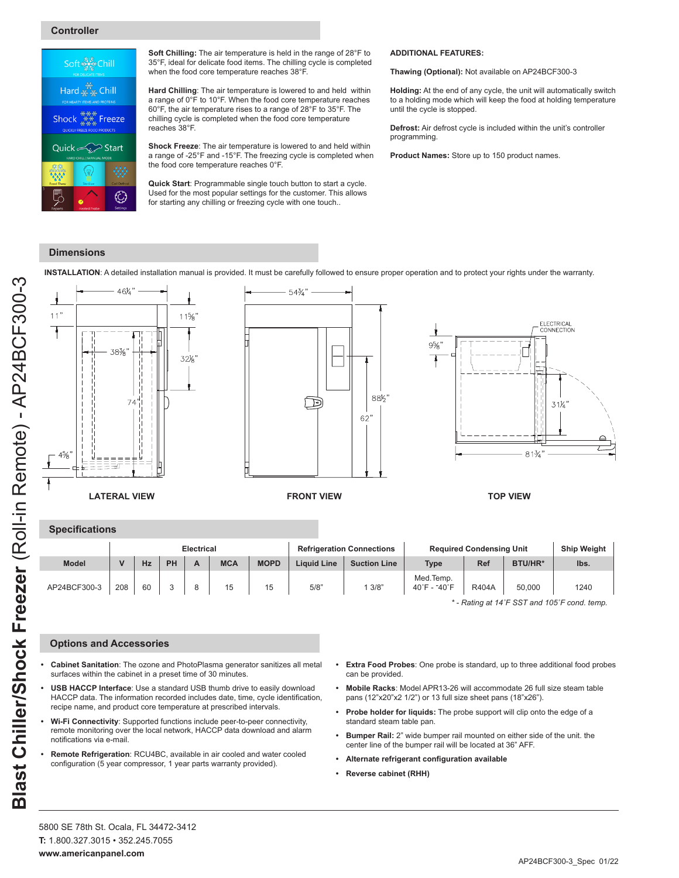## Controller

Soft Chill
FOR DELICATE ITEMS

Hard Chill
FOR HEARTY ITEMS AND PROTEINS

Shock Freeze
QUICKLY FREEZE FOOD PRODUCTS

Quick Start
HARD CHILL | MANUAL MODE

Food Thaw
Sterilize
Coil Defrost
Reports
Heated Probe
Settings

**Soft Chilling:** The air temperature is held in the range of 28°F to 35°F, ideal for delicate food items. The chilling cycle is completed when the food core temperature reaches 38°F.

**Hard Chilling**: The air temperature is lowered to and held within a range of 0°F to 10°F. When the food core temperature reaches 60°F, the air temperature rises to a range of 28°F to 35°F. The chilling cycle is completed when the food core temperature reaches 38°F.

**Shock Freeze**: The air temperature is lowered to and held within a range of -25°F and -15°F. The freezing cycle is completed when the food core temperature reaches 0°F.

**Quick Start**: Programmable single touch button to start a cycle. Used for the most popular settings for the customer. This allows for starting any chilling or freezing cycle with one touch..

**ADDITIONAL FEATURES:**

**Thawing (Optional):** Not available on AP24BCF300-3

**Holding:** At the end of any cycle, the unit will automatically switch to a holding mode which will keep the food at holding temperature until the cycle is stopped.

**Defrost:** Air defrost cycle is included within the unit's controller programming.

**Product Names:** Store up to 150 product names.

## Dimensions

**INSTALLATION**: A detailed installation manual is provided. It must be carefully followed to ensure proper operation and to protect your rights under the warranty.

46¼"
11"
11⅝"
38⅜"
32⅛"
74"
4⅝"

**LATERAL VIEW**

54¾"
88½"
62"

**FRONT VIEW**

ELECTRICAL CONNECTION
9⅝"
31¼"
81¾"

**TOP VIEW**

## Specifications

| Model | Electrical | | | | | | Refrigeration Connections | | Required Condensing Unit | | | Ship Weight |
|---|---|---|---|---|---|---|---|---|---|---|---|---|
| | V | Hz | PH | A | MCA | MOPD | Liquid Line | Suction Line | Type | Ref | BTU/HR* | lbs. |
| AP24BCF300-3 | 208 | 60 | 3 | 8 | 15 | 15 | 5/8" | 1 3/8" | Med.Temp. 40˚F - ˉ40˚F | R404A | 50,000 | 1240 |

*\* - Rating at 14˚F SST and 105˚F cond. temp.*

## Options and Accessories

- **Cabinet Sanitation**: The ozone and PhotoPlasma generator sanitizes all metal surfaces within the cabinet in a preset time of 30 minutes.
- **USB HACCP Interface**: Use a standard USB thumb drive to easily download HACCP data. The information recorded includes date, time, cycle identification, recipe name, and product core temperature at prescribed intervals.
- **Wi-Fi Connectivity**: Supported functions include peer-to-peer connectivity, remote monitoring over the local network, HACCP data download and alarm notifications via e-mail.
- **Remote Refrigeration**: RCU4BC, available in air cooled and water cooled configuration (5 year compressor, 1 year parts warranty provided).
- **Extra Food Probes**: One probe is standard, up to three additional food probes can be provided.
- **Mobile Racks**: Model APR13-26 will accommodate 26 full size steam table pans (12"x20"x2 1/2") or 13 full size sheet pans (18"x26").
- **Probe holder for liquids:** The probe support will clip onto the edge of a standard steam table pan.
- **Bumper Rail:** 2" wide bumper rail mounted on either side of the unit. the center line of the bumper rail will be located at 36" AFF.
- **Alternate refrigerant configuration available**
- **Reverse cabinet (RHH)**

**Blast Chiller/Shock Freezer** (Roll-in Remote) - AP24BCF300-3

5800 SE 78th St. Ocala, FL 34472-3412
**T:** 1.800.327.3015 • 352.245.7055
**www.americanpanel.com**

AP24BCF300-3_Spec 01/22